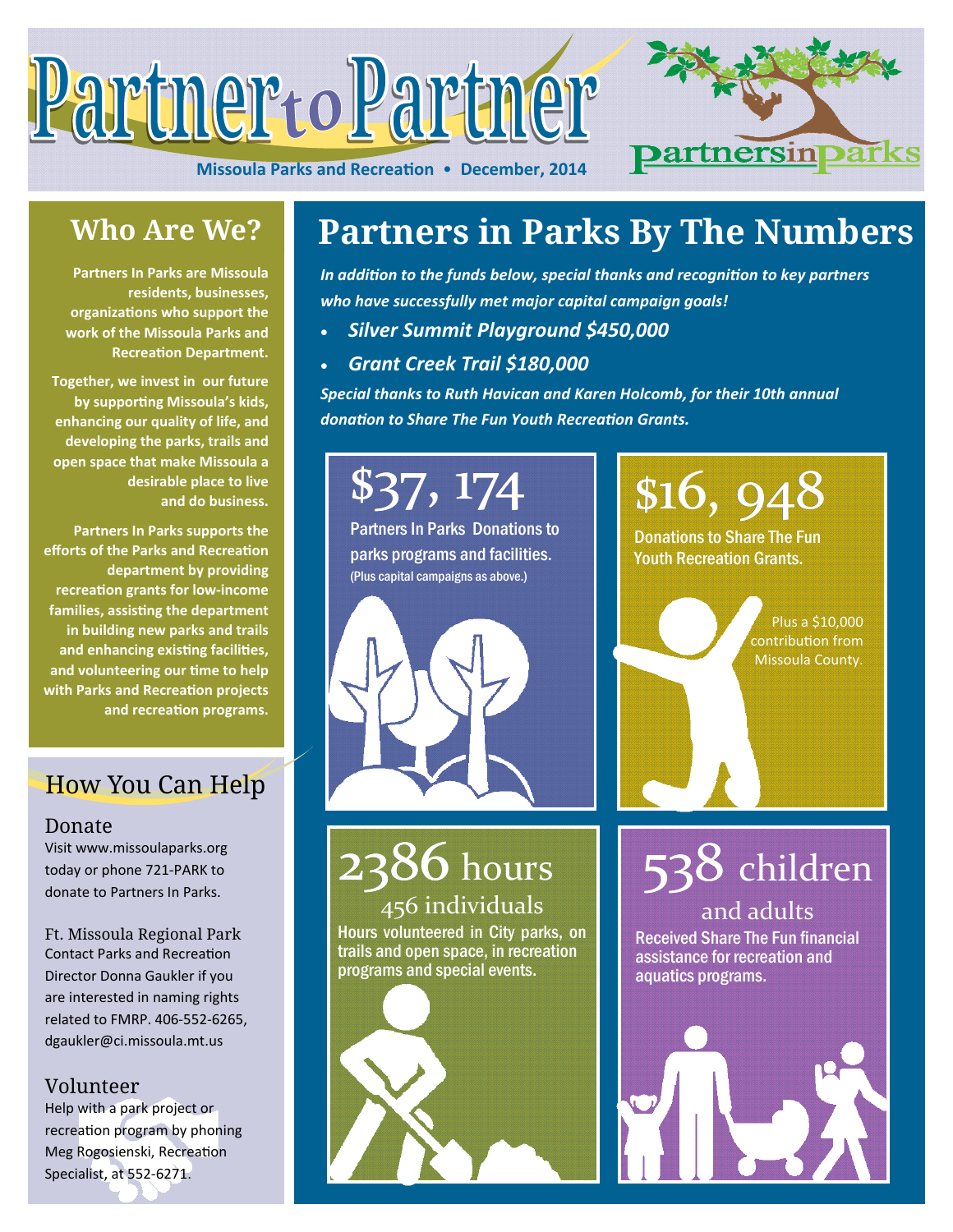# Partner to Partner

**Missoula Parks and Recreation • December, 2014**

partnersinparks

## Who Are We?

**Partners In Parks are Missoula residents, businesses, organizations who support the work of the Missoula Parks and Recreation Department.**

**Together, we invest in our future by supporting Missoula's kids, enhancing our quality of life, and developing the parks, trails and open space that make Missoula a desirable place to live and do business.**

**Partners In Parks supports the efforts of the Parks and Recreation department by providing recreation grants for low-income families, assisting the department in building new parks and trails and enhancing existing facilities, and volunteering our time to help with Parks and Recreation projects and recreation programs.**

## How You Can Help

### Donate

Visit www.missoulaparks.org today or phone 721-PARK to donate to Partners In Parks.

### Ft. Missoula Regional Park

Contact Parks and Recreation Director Donna Gaukler if you are interested in naming rights related to FMRP. 406-552-6265, dgaukler@ci.missoula.mt.us

### Volunteer

Help with a park project or recreation program by phoning Meg Rogosienski, Recreation Specialist, at 552-6271.

## Partners in Parks By The Numbers

***In addition to the funds below, special thanks and recognition to key partners who have successfully met major capital campaign goals!***

- ***Silver Summit Playground $450,000***
- ***Grant Creek Trail $180,000***

***Special thanks to Ruth Havican and Karen Holcomb, for their 10th annual donation to Share The Fun Youth Recreation Grants.***

### $37, 174

Partners In Parks Donations to parks programs and facilities.
(Plus capital campaigns as above.)

### $16, 948

Donations to Share The Fun Youth Recreation Grants.

Plus a $10,000 contribution from Missoula County.

### 2386 hours

456 individuals

Hours volunteered in City parks, on trails and open space, in recreation programs and special events.

### 538 children

and adults

Received Share The Fun financial assistance for recreation and aquatics programs.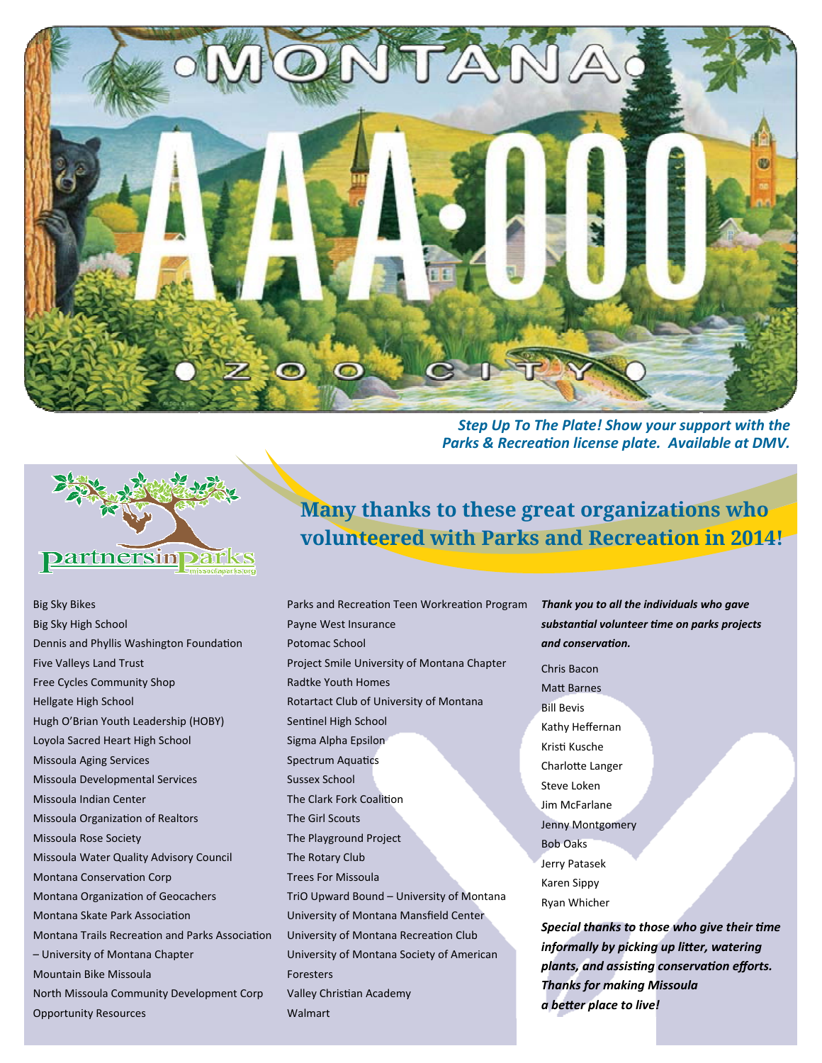MONTANA AA·000 ZOO CITY

***Step Up To The Plate! Show your support with the Parks & Recreation license plate. Available at DMV.***

partnersinparks
missoulaparks.org

## Many thanks to these great organizations who volunteered with Parks and Recreation in 2014!

Big Sky Bikes
Big Sky High School
Dennis and Phyllis Washington Foundation
Five Valleys Land Trust
Free Cycles Community Shop
Hellgate High School
Hugh O'Brian Youth Leadership (HOBY)
Loyola Sacred Heart High School
Missoula Aging Services
Missoula Developmental Services
Missoula Indian Center
Missoula Organization of Realtors
Missoula Rose Society
Missoula Water Quality Advisory Council
Montana Conservation Corp
Montana Organization of Geocachers
Montana Skate Park Association
Montana Trails Recreation and Parks Association – University of Montana Chapter
Mountain Bike Missoula
North Missoula Community Development Corp
Opportunity Resources
Parks and Recreation Teen Workreation Program
Payne West Insurance
Potomac School
Project Smile University of Montana Chapter
Radtke Youth Homes
Rotartact Club of University of Montana
Sentinel High School
Sigma Alpha Epsilon
Spectrum Aquatics
Sussex School
The Clark Fork Coalition
The Girl Scouts
The Playground Project
The Rotary Club
Trees For Missoula
TriO Upward Bound – University of Montana
University of Montana Mansfield Center
University of Montana Recreation Club
University of Montana Society of American Foresters
Valley Christian Academy
Walmart

***Thank you to all the individuals who gave substantial volunteer time on parks projects and conservation.***

Chris Bacon
Matt Barnes
Bill Bevis
Kathy Heffernan
Kristi Kusche
Charlotte Langer
Steve Loken
Jim McFarlane
Jenny Montgomery
Bob Oaks
Jerry Patasek
Karen Sippy
Ryan Whicher

***Special thanks to those who give their time informally by picking up litter, watering plants, and assisting conservation efforts. Thanks for making Missoula a better place to live!***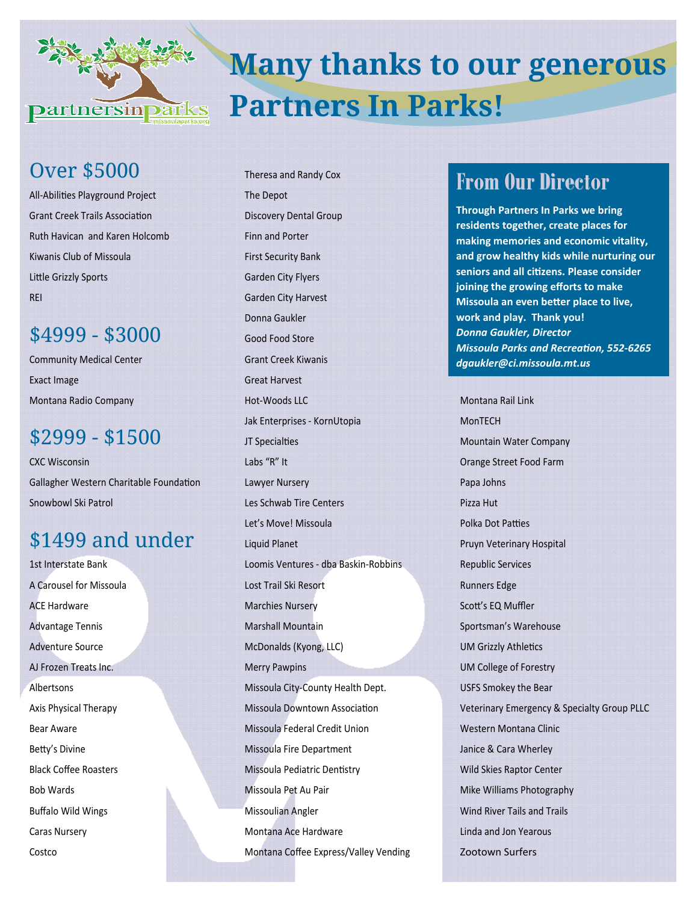# Many thanks to our generous Partners In Parks!

## Over $5000

All-Abilities Playground Project

Grant Creek Trails Association

Ruth Havican and Karen Holcomb

Kiwanis Club of Missoula

Little Grizzly Sports

REI

## $4999 - $3000

Community Medical Center

Exact Image

Montana Radio Company

## $2999 - $1500

CXC Wisconsin

Gallagher Western Charitable Foundation

Snowbowl Ski Patrol

## $1499 and under

1st Interstate Bank

A Carousel for Missoula

ACE Hardware

Advantage Tennis

Adventure Source

AJ Frozen Treats Inc.

Albertsons

Axis Physical Therapy

Bear Aware

Betty's Divine

Black Coffee Roasters

Bob Wards

Buffalo Wild Wings

Caras Nursery

Costco

Theresa and Randy Cox

The Depot

Discovery Dental Group

Finn and Porter

First Security Bank

Garden City Flyers

Garden City Harvest

Donna Gaukler

Good Food Store

Grant Creek Kiwanis

Great Harvest

Hot-Woods LLC

Jak Enterprises - KornUtopia

JT Specialties

Labs "R" It

Lawyer Nursery

Les Schwab Tire Centers

Let's Move! Missoula

Liquid Planet

Loomis Ventures - dba Baskin-Robbins

Lost Trail Ski Resort

Marchies Nursery

Marshall Mountain

McDonalds (Kyong, LLC)

Merry Pawpins

Missoula City-County Health Dept.

Missoula Downtown Association

Missoula Federal Credit Union

Missoula Fire Department

Missoula Pediatric Dentistry

Missoula Pet Au Pair

Missoulian Angler

Montana Ace Hardware

Montana Coffee Express/Valley Vending

## From Our Director

**Through Partners In Parks we bring residents together, create places for making memories and economic vitality, and grow healthy kids while nurturing our seniors and all citizens. Please consider joining the growing efforts to make Missoula an even better place to live, work and play. Thank you!**

***Donna Gaukler, Director***

***Missoula Parks and Recreation, 552-6265***

***dgaukler@ci.missoula.mt.us***

Montana Rail Link

MonTECH

Mountain Water Company

Orange Street Food Farm

Papa Johns

Pizza Hut

Polka Dot Patties

Pruyn Veterinary Hospital

Republic Services

Runners Edge

Scott's EQ Muffler

Sportsman's Warehouse

UM Grizzly Athletics

UM College of Forestry

USFS Smokey the Bear

Veterinary Emergency & Specialty Group PLLC

Western Montana Clinic

Janice & Cara Wherley

Wild Skies Raptor Center

Mike Williams Photography

Wind River Tails and Trails

Linda and Jon Yearous

Zootown Surfers